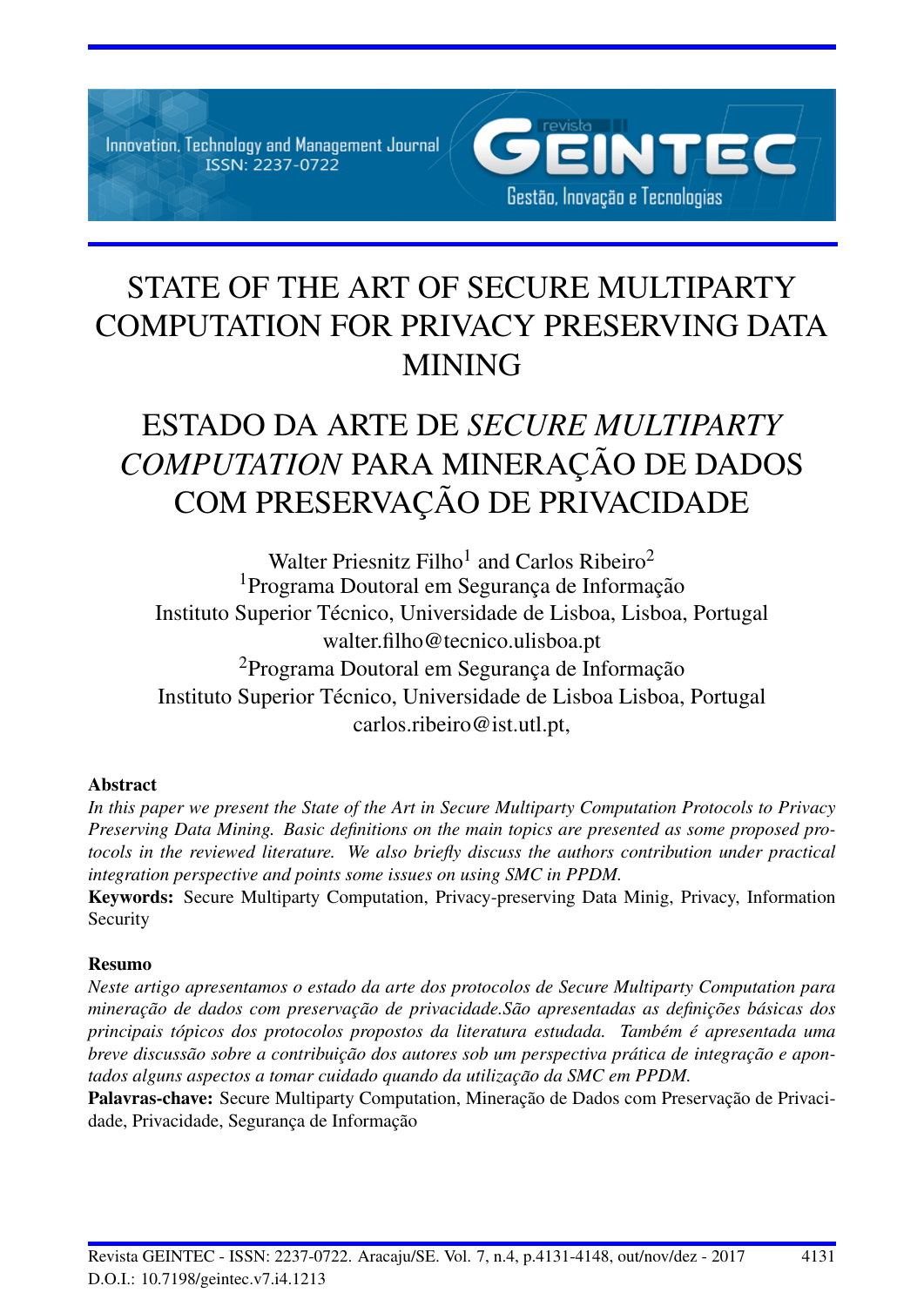# STATE OF THE ART OF SECURE MULTIPARTY COMPUTATION FOR PRIVACY PRESERVING DATA MINING

# ESTADO DA ARTE DE *SECURE MULTIPARTY COMPUTATION* PARA MINERAÇÃO DE DADOS COM PRESERVAÇÃO DE PRIVACIDADE

Walter Priesnitz Filho[1] and Carlos Ribeiro[2]
[1]Programa Doutoral em Segurança de Informação
Instituto Superior Técnico, Universidade de Lisboa, Lisboa, Portugal
walter.filho@tecnico.ulisboa.pt
[2]Programa Doutoral em Segurança de Informação
Instituto Superior Técnico, Universidade de Lisboa Lisboa, Portugal
carlos.ribeiro@ist.utl.pt,

**Abstract**

*In this paper we present the State of the Art in Secure Multiparty Computation Protocols to Privacy Preserving Data Mining. Basic definitions on the main topics are presented as some proposed protocols in the reviewed literature. We also briefly discuss the authors contribution under practical integration perspective and points some issues on using SMC in PPDM.*

**Keywords:** Secure Multiparty Computation, Privacy-preserving Data Minig, Privacy, Information Security

**Resumo**

*Neste artigo apresentamos o estado da arte dos protocolos de Secure Multiparty Computation para mineração de dados com preservação de privacidade.São apresentadas as definições básicas dos principais tópicos dos protocolos propostos da literatura estudada. Também é apresentada uma breve discussão sobre a contribuição dos autores sob um perspectiva prática de integração e apontados alguns aspectos a tomar cuidado quando da utilização da SMC em PPDM.*

**Palavras-chave:** Secure Multiparty Computation, Mineração de Dados com Preservação de Privacidade, Privacidade, Segurança de Informação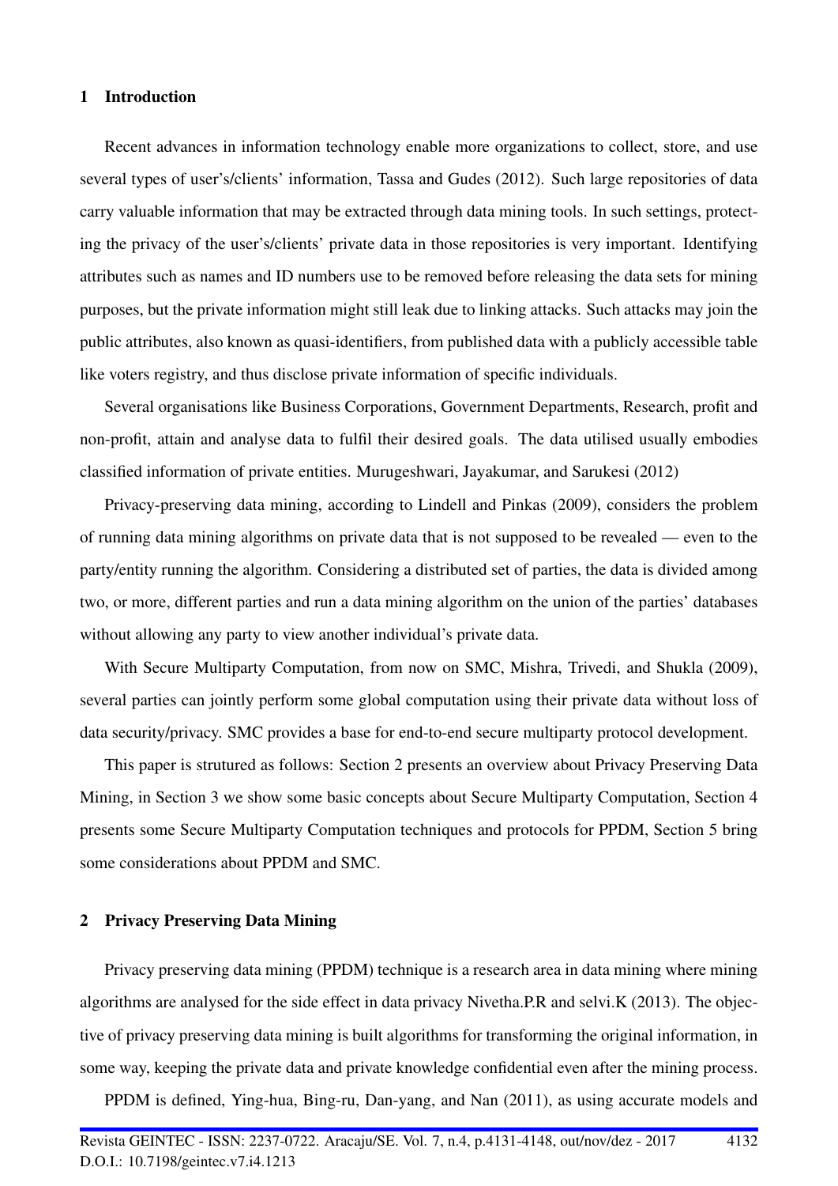## 1 Introduction

Recent advances in information technology enable more organizations to collect, store, and use several types of user's/clients' information, Tassa and Gudes (2012). Such large repositories of data carry valuable information that may be extracted through data mining tools. In such settings, protecting the privacy of the user's/clients' private data in those repositories is very important. Identifying attributes such as names and ID numbers use to be removed before releasing the data sets for mining purposes, but the private information might still leak due to linking attacks. Such attacks may join the public attributes, also known as quasi-identifiers, from published data with a publicly accessible table like voters registry, and thus disclose private information of specific individuals.

Several organisations like Business Corporations, Government Departments, Research, profit and non-profit, attain and analyse data to fulfil their desired goals. The data utilised usually embodies classified information of private entities. Murugeshwari, Jayakumar, and Sarukesi (2012)

Privacy-preserving data mining, according to Lindell and Pinkas (2009), considers the problem of running data mining algorithms on private data that is not supposed to be revealed — even to the party/entity running the algorithm. Considering a distributed set of parties, the data is divided among two, or more, different parties and run a data mining algorithm on the union of the parties' databases without allowing any party to view another individual's private data.

With Secure Multiparty Computation, from now on SMC, Mishra, Trivedi, and Shukla (2009), several parties can jointly perform some global computation using their private data without loss of data security/privacy. SMC provides a base for end-to-end secure multiparty protocol development.

This paper is strutured as follows: Section 2 presents an overview about Privacy Preserving Data Mining, in Section 3 we show some basic concepts about Secure Multiparty Computation, Section 4 presents some Secure Multiparty Computation techniques and protocols for PPDM, Section 5 bring some considerations about PPDM and SMC.

## 2 Privacy Preserving Data Mining

Privacy preserving data mining (PPDM) technique is a research area in data mining where mining algorithms are analysed for the side effect in data privacy Nivetha.P.R and selvi.K (2013). The objective of privacy preserving data mining is built algorithms for transforming the original information, in some way, keeping the private data and private knowledge confidential even after the mining process.

PPDM is defined, Ying-hua, Bing-ru, Dan-yang, and Nan (2011), as using accurate models and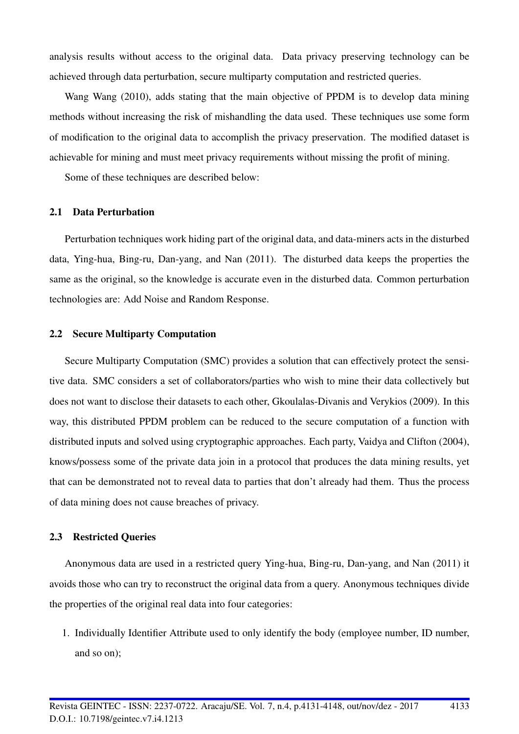analysis results without access to the original data. Data privacy preserving technology can be achieved through data perturbation, secure multiparty computation and restricted queries.

Wang Wang (2010), adds stating that the main objective of PPDM is to develop data mining methods without increasing the risk of mishandling the data used. These techniques use some form of modification to the original data to accomplish the privacy preservation. The modified dataset is achievable for mining and must meet privacy requirements without missing the profit of mining.

Some of these techniques are described below:

### 2.1 Data Perturbation

Perturbation techniques work hiding part of the original data, and data-miners acts in the disturbed data, Ying-hua, Bing-ru, Dan-yang, and Nan (2011). The disturbed data keeps the properties the same as the original, so the knowledge is accurate even in the disturbed data. Common perturbation technologies are: Add Noise and Random Response.

### 2.2 Secure Multiparty Computation

Secure Multiparty Computation (SMC) provides a solution that can effectively protect the sensitive data. SMC considers a set of collaborators/parties who wish to mine their data collectively but does not want to disclose their datasets to each other, Gkoulalas-Divanis and Verykios (2009). In this way, this distributed PPDM problem can be reduced to the secure computation of a function with distributed inputs and solved using cryptographic approaches. Each party, Vaidya and Clifton (2004), knows/possess some of the private data join in a protocol that produces the data mining results, yet that can be demonstrated not to reveal data to parties that don't already had them. Thus the process of data mining does not cause breaches of privacy.

### 2.3 Restricted Queries

Anonymous data are used in a restricted query Ying-hua, Bing-ru, Dan-yang, and Nan (2011) it avoids those who can try to reconstruct the original data from a query. Anonymous techniques divide the properties of the original real data into four categories:

1. Individually Identifier Attribute used to only identify the body (employee number, ID number, and so on);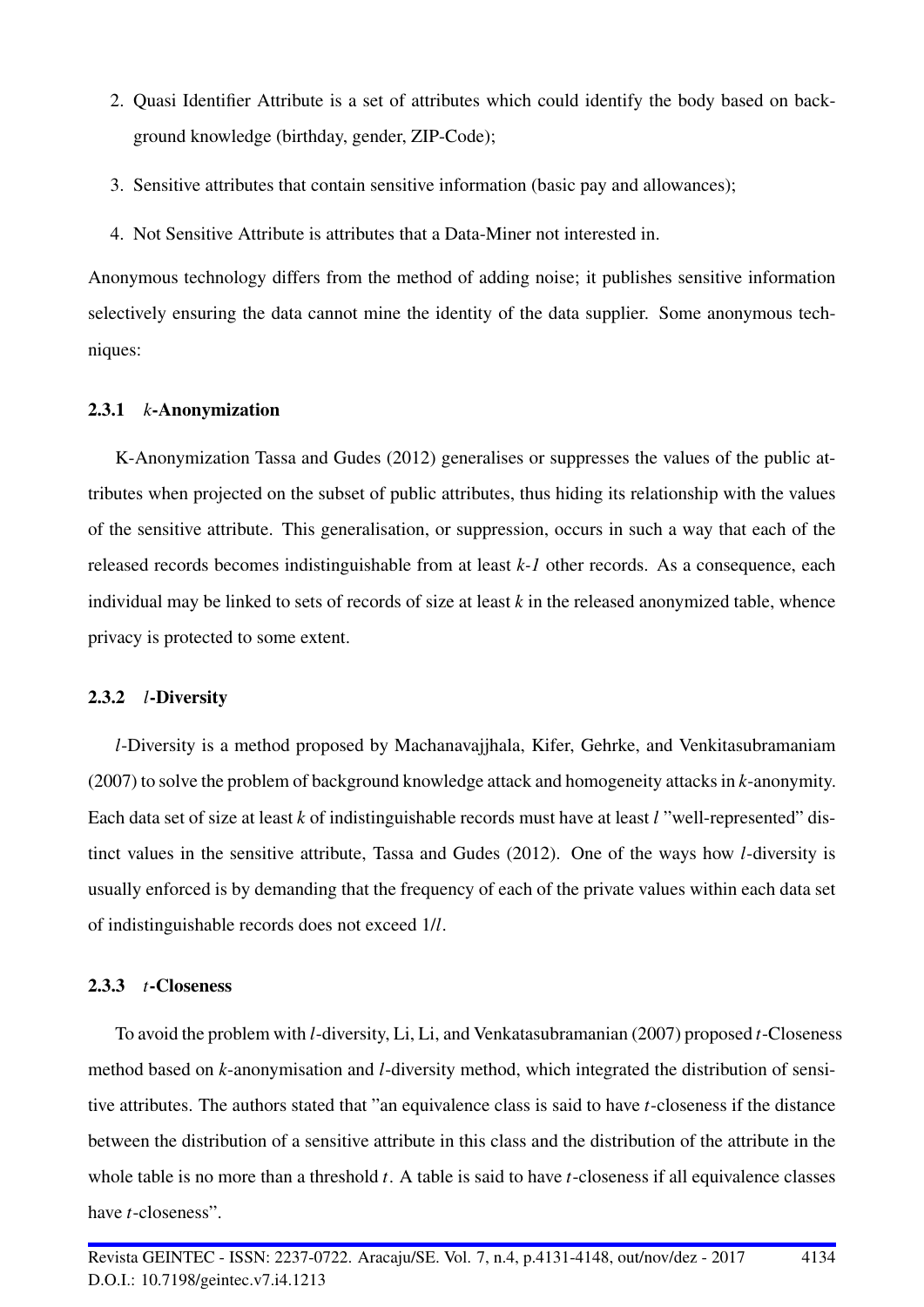2. Quasi Identifier Attribute is a set of attributes which could identify the body based on background knowledge (birthday, gender, ZIP-Code);
3. Sensitive attributes that contain sensitive information (basic pay and allowances);
4. Not Sensitive Attribute is attributes that a Data-Miner not interested in.

Anonymous technology differs from the method of adding noise; it publishes sensitive information selectively ensuring the data cannot mine the identity of the data supplier. Some anonymous techniques:

#### 2.3.1 *k*-Anonymization

K-Anonymization Tassa and Gudes (2012) generalises or suppresses the values of the public attributes when projected on the subset of public attributes, thus hiding its relationship with the values of the sensitive attribute. This generalisation, or suppression, occurs in such a way that each of the released records becomes indistinguishable from at least $k-1$ other records. As a consequence, each individual may be linked to sets of records of size at least $k$ in the released anonymized table, whence privacy is protected to some extent.

#### 2.3.2 *l*-Diversity

*l*-Diversity is a method proposed by Machanavajjhala, Kifer, Gehrke, and Venkitasubramaniam (2007) to solve the problem of background knowledge attack and homogeneity attacks in *k*-anonymity. Each data set of size at least $k$ of indistinguishable records must have at least $l$ "well-represented" distinct values in the sensitive attribute, Tassa and Gudes (2012). One of the ways how *l*-diversity is usually enforced is by demanding that the frequency of each of the private values within each data set of indistinguishable records does not exceed $1/l$.

#### 2.3.3 *t*-Closeness

To avoid the problem with *l*-diversity, Li, Li, and Venkatasubramanian (2007) proposed *t*-Closeness method based on *k*-anonymisation and *l*-diversity method, which integrated the distribution of sensitive attributes. The authors stated that "an equivalence class is said to have *t*-closeness if the distance between the distribution of a sensitive attribute in this class and the distribution of the attribute in the whole table is no more than a threshold $t$. A table is said to have *t*-closeness if all equivalence classes have *t*-closeness".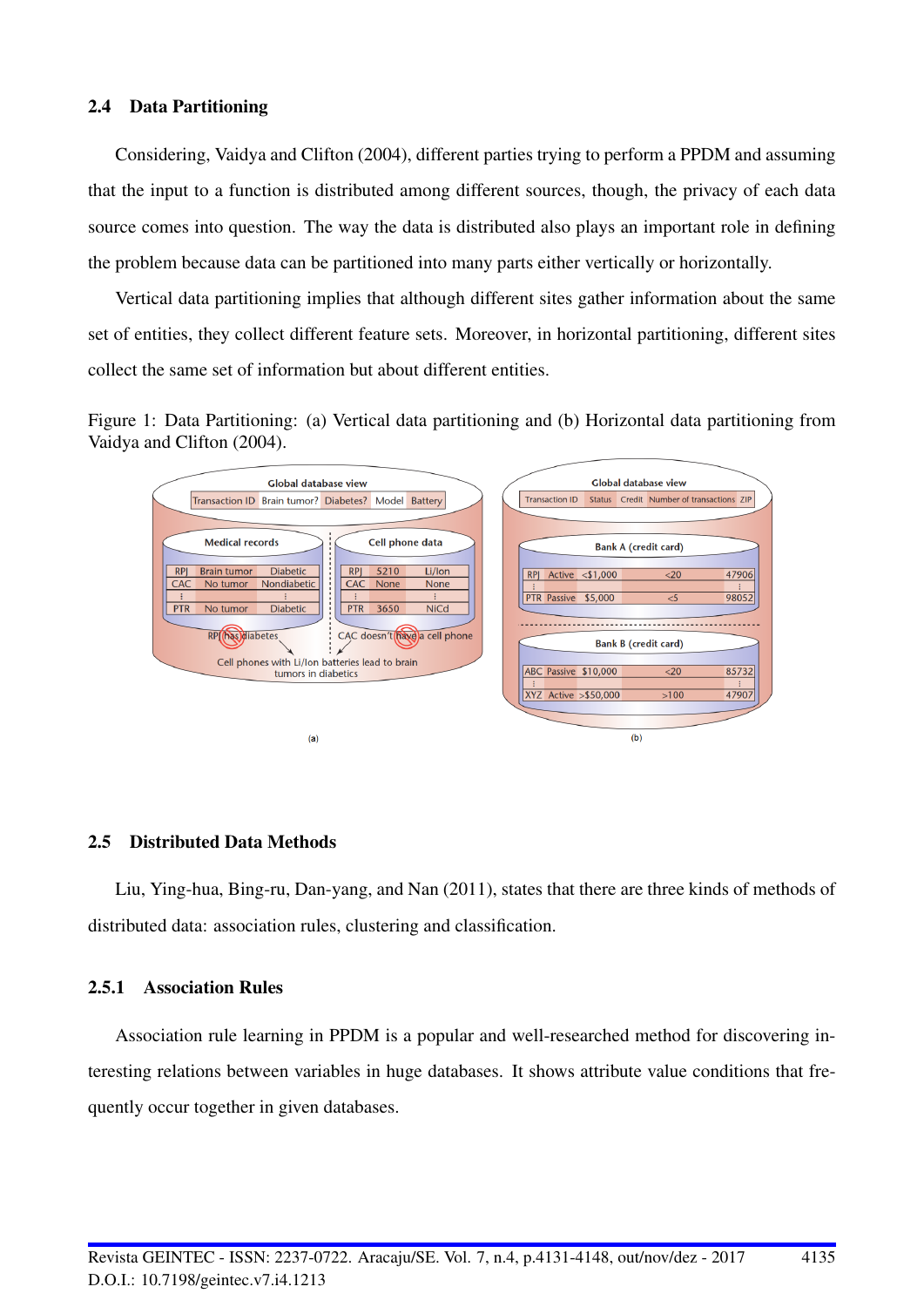### 2.4 Data Partitioning

Considering, Vaidya and Clifton (2004), different parties trying to perform a PPDM and assuming that the input to a function is distributed among different sources, though, the privacy of each data source comes into question. The way the data is distributed also plays an important role in defining the problem because data can be partitioned into many parts either vertically or horizontally.

Vertical data partitioning implies that although different sites gather information about the same set of entities, they collect different feature sets. Moreover, in horizontal partitioning, different sites collect the same set of information but about different entities.

Figure 1: Data Partitioning: (a) Vertical data partitioning and (b) Horizontal data partitioning from Vaidya and Clifton (2004).

### 2.5 Distributed Data Methods

Liu, Ying-hua, Bing-ru, Dan-yang, and Nan (2011), states that there are three kinds of methods of distributed data: association rules, clustering and classification.

#### 2.5.1 Association Rules

Association rule learning in PPDM is a popular and well-researched method for discovering interesting relations between variables in huge databases. It shows attribute value conditions that frequently occur together in given databases.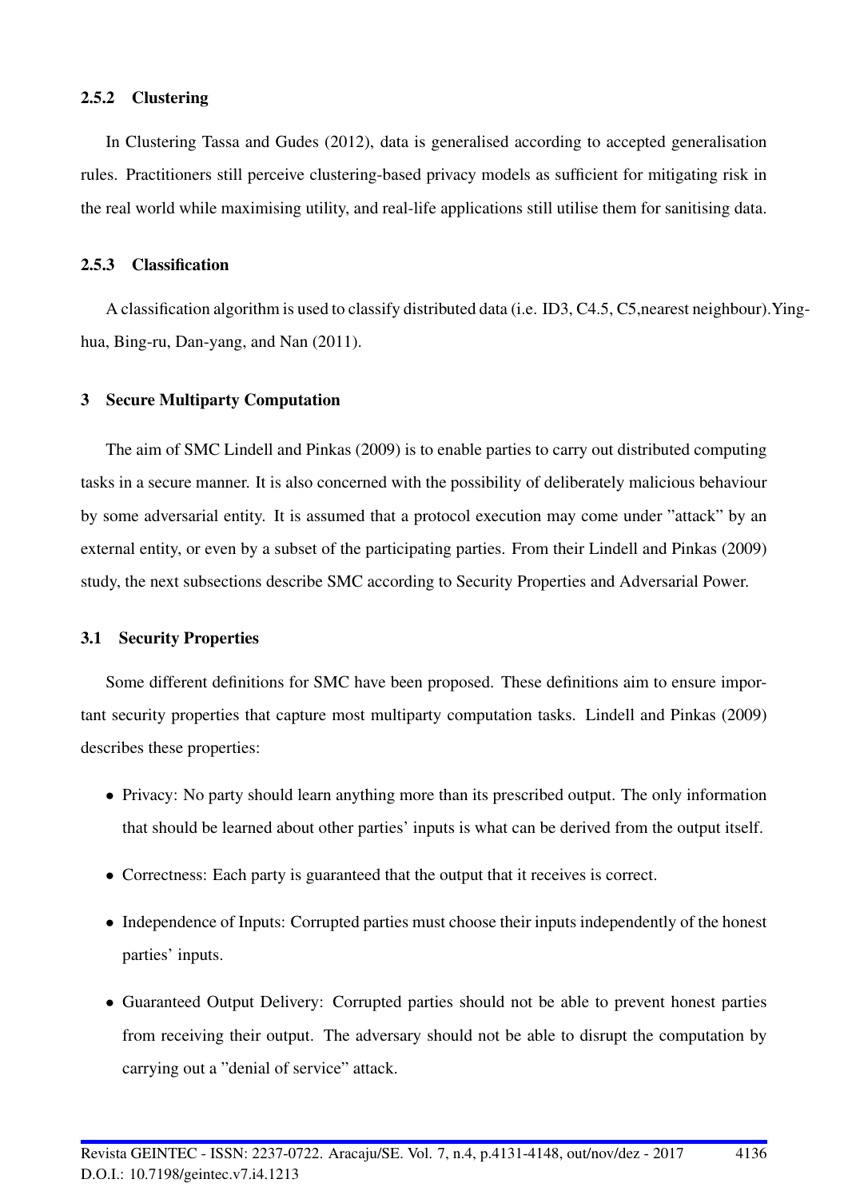### 2.5.2 Clustering

In Clustering Tassa and Gudes (2012), data is generalised according to accepted generalisation rules. Practitioners still perceive clustering-based privacy models as sufficient for mitigating risk in the real world while maximising utility, and real-life applications still utilise them for sanitising data.

### 2.5.3 Classification

A classification algorithm is used to classify distributed data (i.e. ID3, C4.5, C5,nearest neighbour).Ying-hua, Bing-ru, Dan-yang, and Nan (2011).

## 3 Secure Multiparty Computation

The aim of SMC Lindell and Pinkas (2009) is to enable parties to carry out distributed computing tasks in a secure manner. It is also concerned with the possibility of deliberately malicious behaviour by some adversarial entity. It is assumed that a protocol execution may come under "attack" by an external entity, or even by a subset of the participating parties. From their Lindell and Pinkas (2009) study, the next subsections describe SMC according to Security Properties and Adversarial Power.

### 3.1 Security Properties

Some different definitions for SMC have been proposed. These definitions aim to ensure important security properties that capture most multiparty computation tasks. Lindell and Pinkas (2009) describes these properties:

- Privacy: No party should learn anything more than its prescribed output. The only information that should be learned about other parties' inputs is what can be derived from the output itself.
- Correctness: Each party is guaranteed that the output that it receives is correct.
- Independence of Inputs: Corrupted parties must choose their inputs independently of the honest parties' inputs.
- Guaranteed Output Delivery: Corrupted parties should not be able to prevent honest parties from receiving their output. The adversary should not be able to disrupt the computation by carrying out a "denial of service" attack.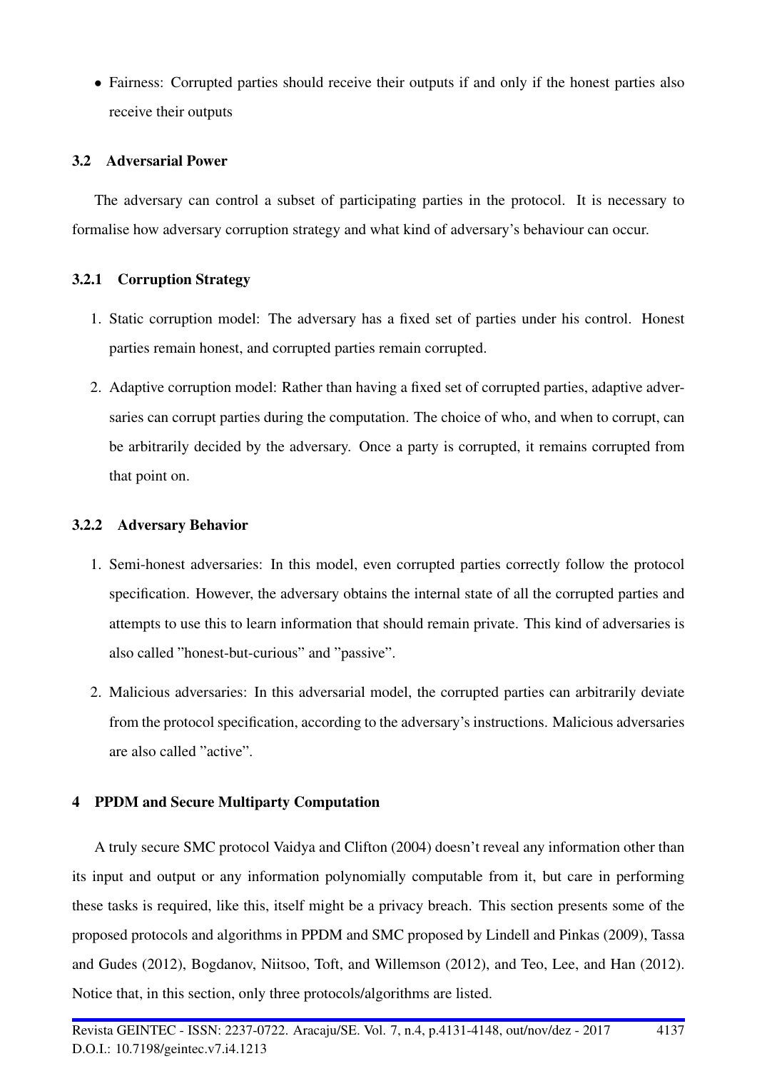- Fairness: Corrupted parties should receive their outputs if and only if the honest parties also receive their outputs

### 3.2 Adversarial Power

The adversary can control a subset of participating parties in the protocol. It is necessary to formalise how adversary corruption strategy and what kind of adversary's behaviour can occur.

#### 3.2.1 Corruption Strategy

1. Static corruption model: The adversary has a fixed set of parties under his control. Honest parties remain honest, and corrupted parties remain corrupted.
2. Adaptive corruption model: Rather than having a fixed set of corrupted parties, adaptive adversaries can corrupt parties during the computation. The choice of who, and when to corrupt, can be arbitrarily decided by the adversary. Once a party is corrupted, it remains corrupted from that point on.

#### 3.2.2 Adversary Behavior

1. Semi-honest adversaries: In this model, even corrupted parties correctly follow the protocol specification. However, the adversary obtains the internal state of all the corrupted parties and attempts to use this to learn information that should remain private. This kind of adversaries is also called "honest-but-curious" and "passive".
2. Malicious adversaries: In this adversarial model, the corrupted parties can arbitrarily deviate from the protocol specification, according to the adversary's instructions. Malicious adversaries are also called "active".

## 4 PPDM and Secure Multiparty Computation

A truly secure SMC protocol Vaidya and Clifton (2004) doesn't reveal any information other than its input and output or any information polynomially computable from it, but care in performing these tasks is required, like this, itself might be a privacy breach. This section presents some of the proposed protocols and algorithms in PPDM and SMC proposed by Lindell and Pinkas (2009), Tassa and Gudes (2012), Bogdanov, Niitsoo, Toft, and Willemson (2012), and Teo, Lee, and Han (2012). Notice that, in this section, only three protocols/algorithms are listed.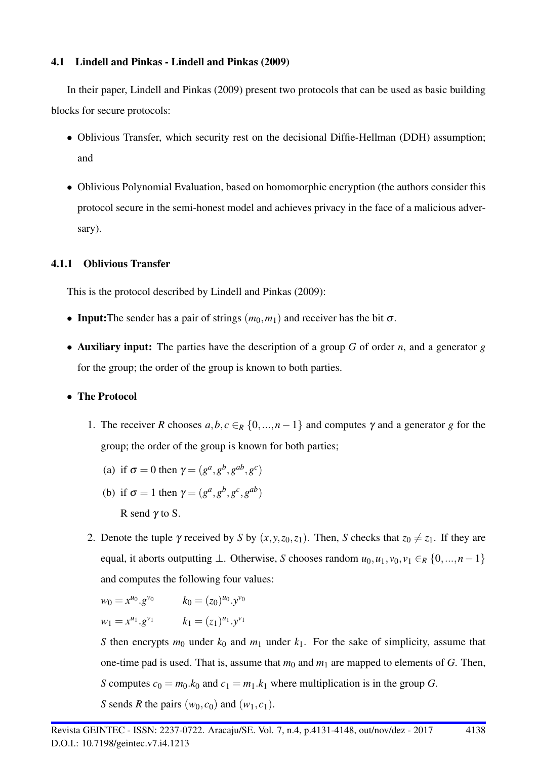### 4.1 Lindell and Pinkas - Lindell and Pinkas (2009)

In their paper, Lindell and Pinkas (2009) present two protocols that can be used as basic building blocks for secure protocols:

- Oblivious Transfer, which security rest on the decisional Diffie-Hellman (DDH) assumption; and
- Oblivious Polynomial Evaluation, based on homomorphic encryption (the authors consider this protocol secure in the semi-honest model and achieves privacy in the face of a malicious adversary).

#### 4.1.1 Oblivious Transfer

This is the protocol described by Lindell and Pinkas (2009):

- **Input:**The sender has a pair of strings $(m_0, m_1)$ and receiver has the bit $\sigma$.
- **Auxiliary input:** The parties have the description of a group $G$ of order $n$, and a generator $g$ for the group; the order of the group is known to both parties.
- **The Protocol**
  1. The receiver $R$ chooses $a, b, c \in_R \{0, ..., n-1\}$ and computes $\gamma$ and a generator $g$ for the group; the order of the group is known for both parties;
     (a) if $\sigma = 0$ then $\gamma = (g^a, g^b, g^{ab}, g^c)$
     (b) if $\sigma = 1$ then $\gamma = (g^a, g^b, g^c, g^{ab})$
     R send $\gamma$ to S.
  2. Denote the tuple $\gamma$ received by $S$ by $(x, y, z_0, z_1)$. Then, $S$ checks that $z_0 \neq z_1$. If they are equal, it aborts outputting $\perp$. Otherwise, $S$ chooses random $u_0, u_1, v_0, v_1 \in_R \{0, ..., n-1\}$ and computes the following four values:

     $w_0 = x^{u_0}.g^{v_0} \qquad k_0 = (z_0)^{u_0}.y^{v_0}$

     $w_1 = x^{u_1}.g^{v_1} \qquad k_1 = (z_1)^{u_1}.y^{v_1}$

     $S$ then encrypts $m_0$ under $k_0$ and $m_1$ under $k_1$. For the sake of simplicity, assume that one-time pad is used. That is, assume that $m_0$ and $m_1$ are mapped to elements of $G$. Then, $S$ computes $c_0 = m_0.k_0$ and $c_1 = m_1.k_1$ where multiplication is in the group $G$.

     $S$ sends $R$ the pairs $(w_0, c_0)$ and $(w_1, c_1)$.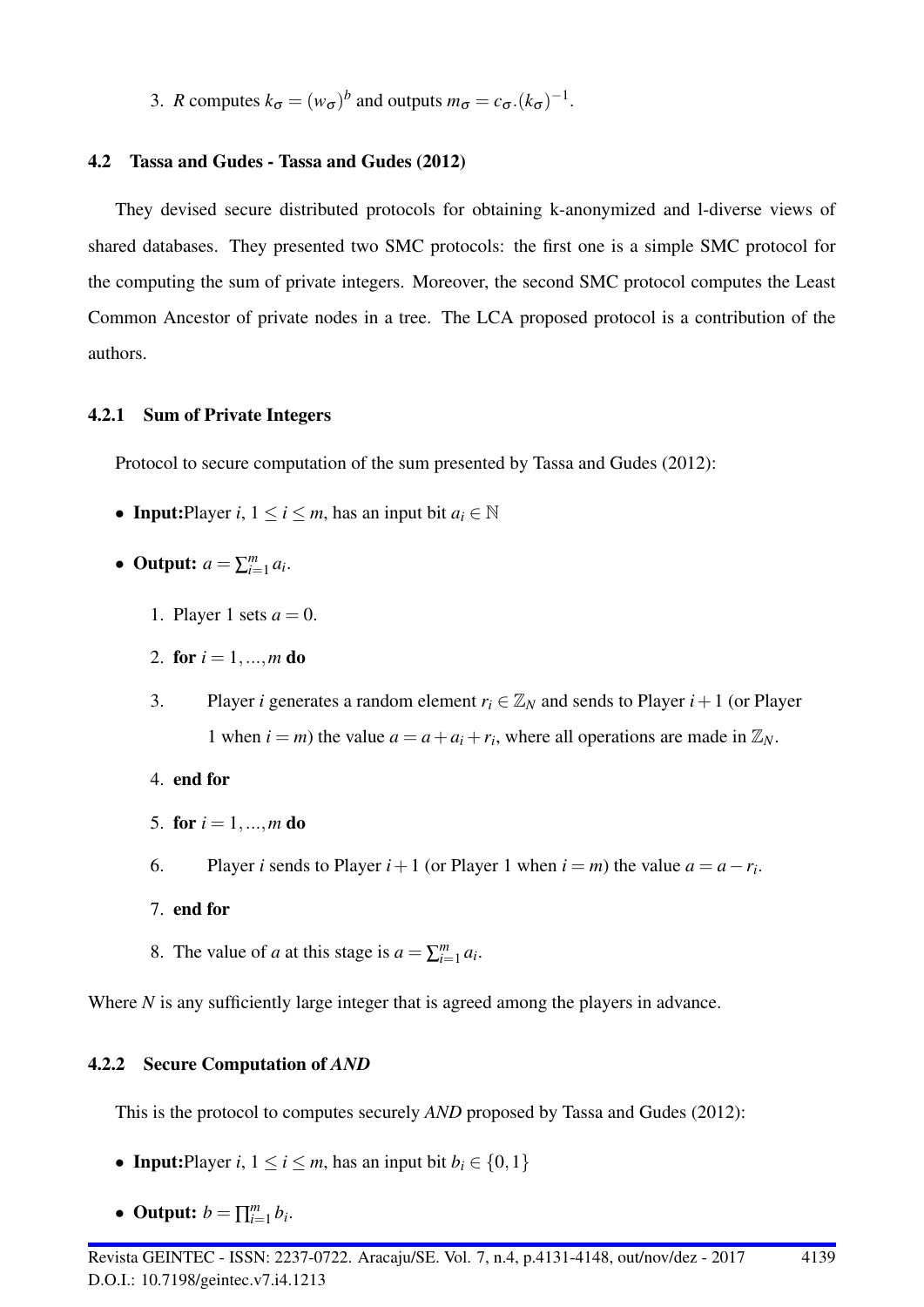3. $R$ computes $k_\sigma = (w_\sigma)^b$ and outputs $m_\sigma = c_\sigma.(k_\sigma)^{-1}$.

### 4.2 Tassa and Gudes - Tassa and Gudes (2012)

They devised secure distributed protocols for obtaining k-anonymized and l-diverse views of shared databases. They presented two SMC protocols: the first one is a simple SMC protocol for the computing the sum of private integers. Moreover, the second SMC protocol computes the Least Common Ancestor of private nodes in a tree. The LCA proposed protocol is a contribution of the authors.

#### 4.2.1 Sum of Private Integers

Protocol to secure computation of the sum presented by Tassa and Gudes (2012):

- **Input:**Player $i$, $1 \leq i \leq m$, has an input bit $a_i \in \mathbb{N}$
- **Output:** $a = \sum_{i=1}^{m} a_i$.

 1. Player 1 sets $a = 0$.
 2. **for** $i = 1, ..., m$ **do**
 3. Player $i$ generates a random element $r_i \in \mathbb{Z}_N$ and sends to Player $i+1$ (or Player 1 when $i = m$) the value $a = a + a_i + r_i$, where all operations are made in $\mathbb{Z}_N$.
 4. **end for**
 5. **for** $i = 1, ..., m$ **do**
 6. Player $i$ sends to Player $i+1$ (or Player 1 when $i = m$) the value $a = a - r_i$.
 7. **end for**
 8. The value of $a$ at this stage is $a = \sum_{i=1}^{m} a_i$.

Where $N$ is any sufficiently large integer that is agreed among the players in advance.

#### 4.2.2 Secure Computation of *AND*

This is the protocol to computes securely *AND* proposed by Tassa and Gudes (2012):

- **Input:**Player $i$, $1 \leq i \leq m$, has an input bit $b_i \in \{0, 1\}$
- **Output:** $b = \prod_{i=1}^{m} b_i$.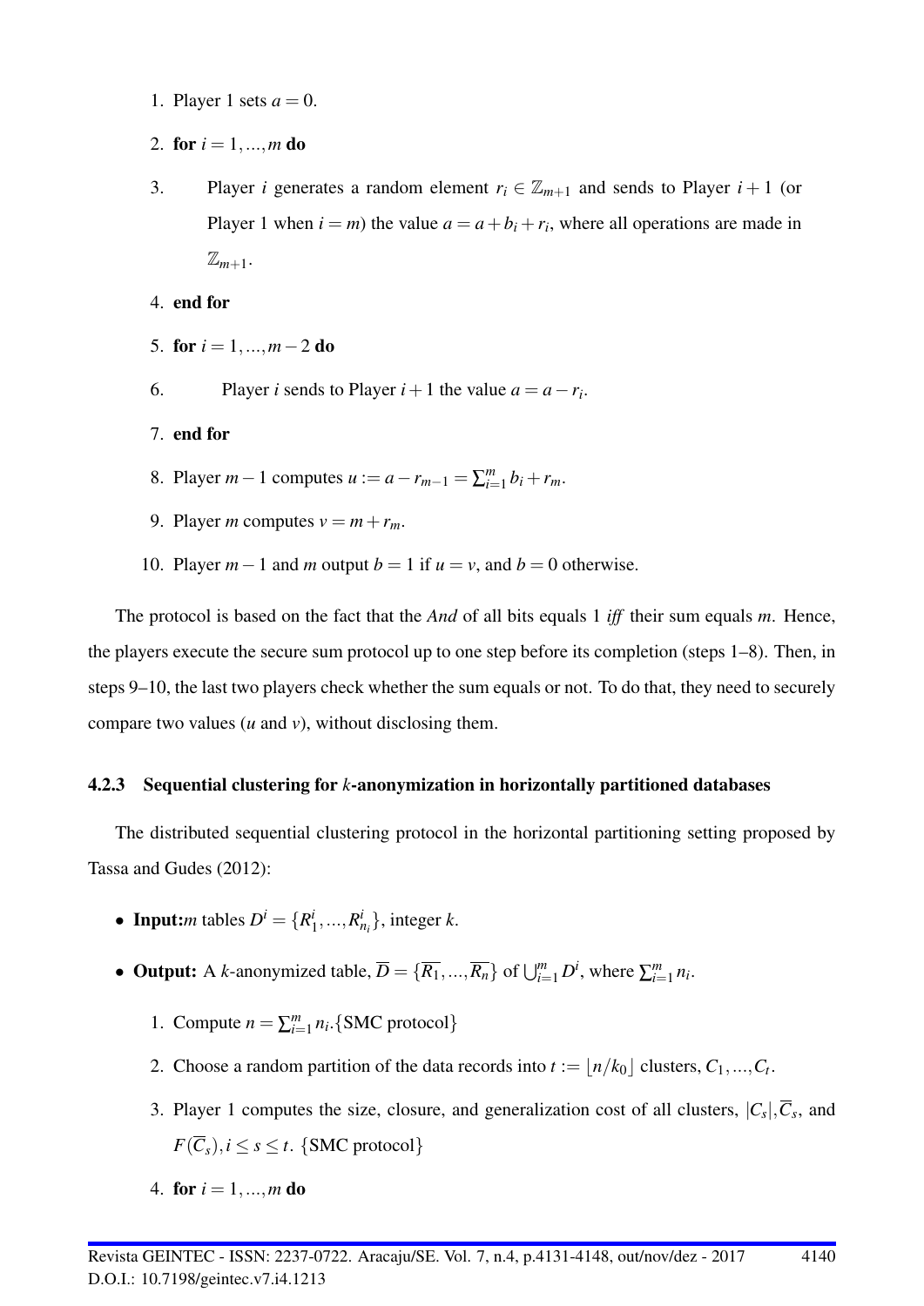1. Player 1 sets $a = 0$.
2. **for** $i = 1, ..., m$ **do**
3. Player $i$ generates a random element $r_i \in \mathbb{Z}_{m+1}$ and sends to Player $i+1$ (or Player 1 when $i = m$) the value $a = a + b_i + r_i$, where all operations are made in $\mathbb{Z}_{m+1}$.
4. **end for**
5. **for** $i = 1, ..., m-2$ **do**
6. Player $i$ sends to Player $i+1$ the value $a = a - r_i$.
7. **end for**
8. Player $m-1$ computes $u := a - r_{m-1} = \sum_{i=1}^{m} b_i + r_m$.
9. Player $m$ computes $v = m + r_m$.
10. Player $m-1$ and $m$ output $b = 1$ if $u = v$, and $b = 0$ otherwise.

The protocol is based on the fact that the *And* of all bits equals 1 *iff* their sum equals $m$. Hence, the players execute the secure sum protocol up to one step before its completion (steps 1–8). Then, in steps 9–10, the last two players check whether the sum equals or not. To do that, they need to securely compare two values ($u$ and $v$), without disclosing them.

### 4.2.3 Sequential clustering for $k$-anonymization in horizontally partitioned databases

The distributed sequential clustering protocol in the horizontal partitioning setting proposed by Tassa and Gudes (2012):

- **Input:** $m$ tables $D^i = \{R_1^i, ..., R_{n_i}^i\}$, integer $k$.
- **Output:** A $k$-anonymized table, $\overline{D} = \{\overline{R_1}, ..., \overline{R_n}\}$ of $\bigcup_{i=1}^{m} D^i$, where $\sum_{i=1}^{m} n_i$.

  1. Compute $n = \sum_{i=1}^{m} n_i$. {SMC protocol}
  2. Choose a random partition of the data records into $t := \lfloor n/k_0 \rfloor$ clusters, $C_1, ..., C_t$.
  3. Player 1 computes the size, closure, and generalization cost of all clusters, $|C_s|, \overline{C}_s$, and $F(\overline{C}_s), i \leq s \leq t$. {SMC protocol}
  4. **for** $i = 1, ..., m$ **do**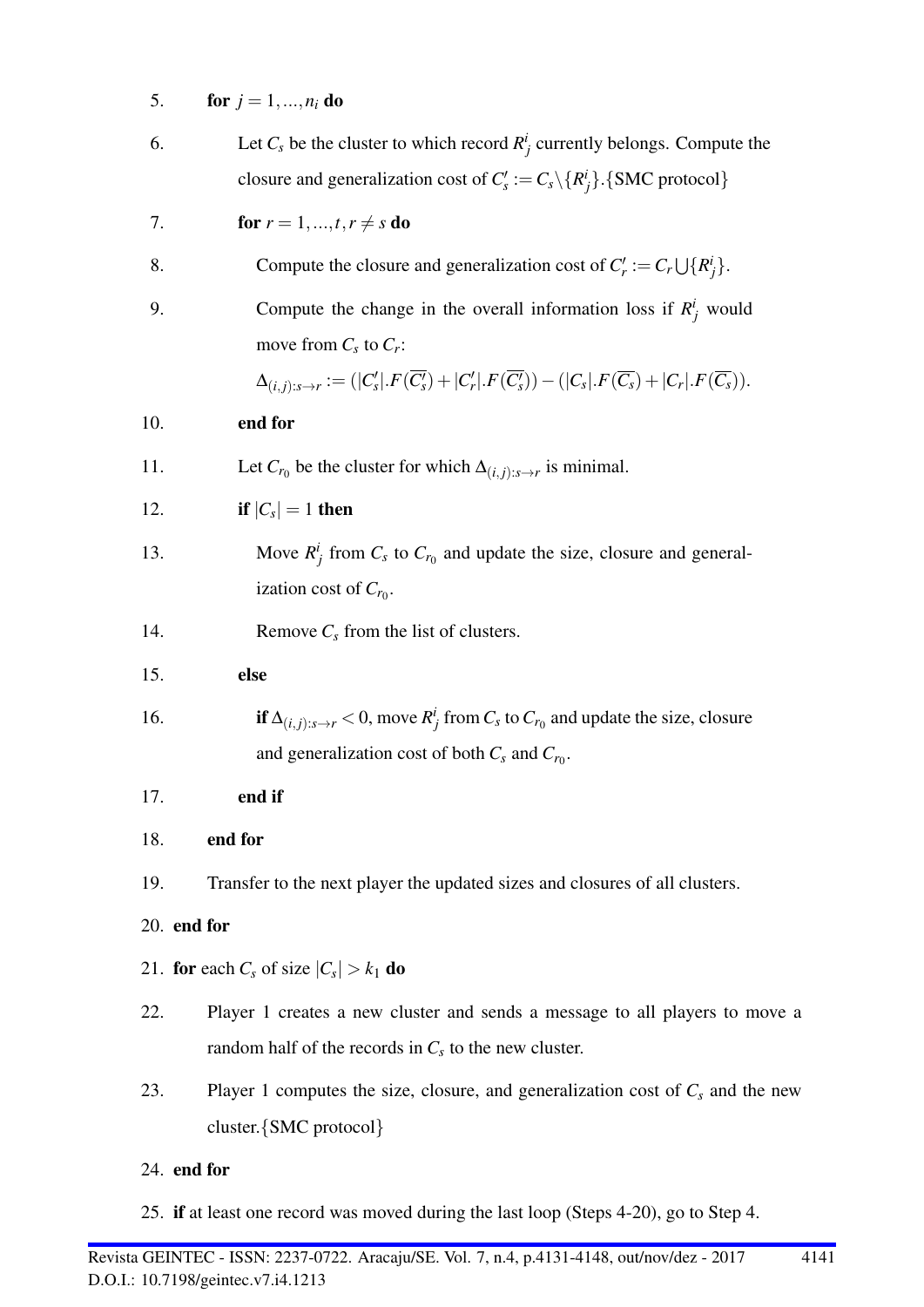5. **for** $j = 1, ..., n_i$ **do**

6. Let $C_s$ be the cluster to which record $R^i_j$ currently belongs. Compute the closure and generalization cost of $C'_s := C_s \setminus \{R^i_j\}$.{SMC protocol}

7. **for** $r = 1, ..., t, r \neq s$ **do**

8. Compute the closure and generalization cost of $C'_r := C_r \bigcup \{R^i_j\}$.

9. Compute the change in the overall information loss if $R^i_j$ would move from $C_s$ to $C_r$:

   $\Delta_{(i,j):s \to r} := (|C'_s|.F(\overline{C'_s}) + |C'_r|.F(\overline{C'_s})) - (|C_s|.F(\overline{C_s}) + |C_r|.F(\overline{C_s}))$.

10. **end for**

11. Let $C_{r_0}$ be the cluster for which $\Delta_{(i,j):s \to r}$ is minimal.

12. **if** $|C_s| = 1$ **then**

13. Move $R^i_j$ from $C_s$ to $C_{r_0}$ and update the size, closure and generalization cost of $C_{r_0}$.

14. Remove $C_s$ from the list of clusters.

15. **else**

16. **if** $\Delta_{(i,j):s \to r} < 0$, move $R^i_j$ from $C_s$ to $C_{r_0}$ and update the size, closure and generalization cost of both $C_s$ and $C_{r_0}$.

17. **end if**

18. **end for**

19. Transfer to the next player the updated sizes and closures of all clusters.

20. **end for**

21. **for** each $C_s$ of size $|C_s| > k_1$ **do**

22. Player 1 creates a new cluster and sends a message to all players to move a random half of the records in $C_s$ to the new cluster.

23. Player 1 computes the size, closure, and generalization cost of $C_s$ and the new cluster.{SMC protocol}

24. **end for**

25. **if** at least one record was moved during the last loop (Steps 4-20), go to Step 4.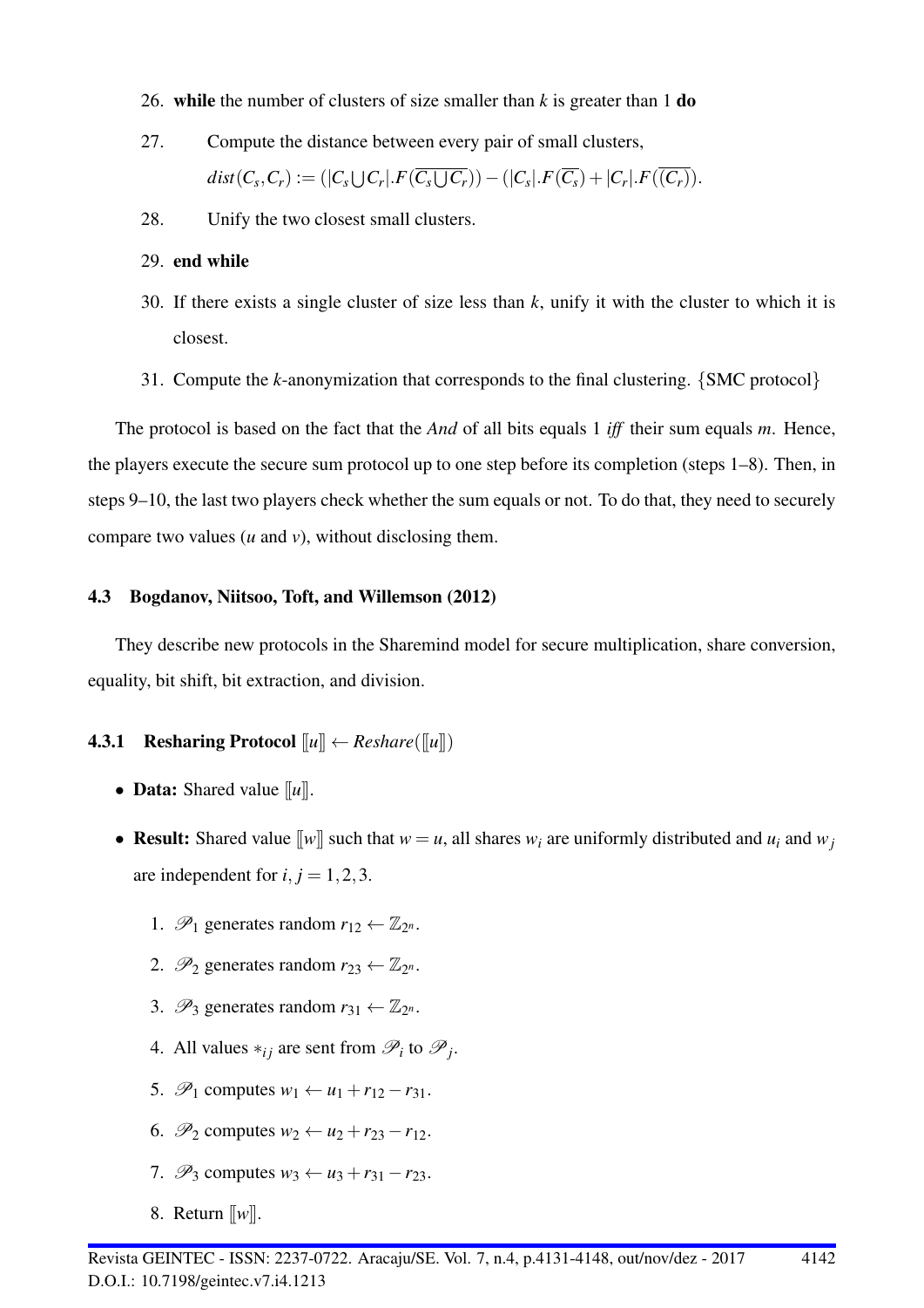26. **while** the number of clusters of size smaller than $k$ is greater than 1 **do**

27. Compute the distance between every pair of small clusters, $dist(C_s, C_r) := (|C_s \bigcup C_r|.F(\overline{C_s \bigcup C_r})) - (|C_s|.F(\overline{C_s}) + |C_r|.F(\overline{(C_r)})$.

28. Unify the two closest small clusters.

29. **end while**

30. If there exists a single cluster of size less than $k$, unify it with the cluster to which it is closest.

31. Compute the $k$-anonymization that corresponds to the final clustering. {SMC protocol}

The protocol is based on the fact that the *And* of all bits equals 1 *iff* their sum equals $m$. Hence, the players execute the secure sum protocol up to one step before its completion (steps 1–8). Then, in steps 9–10, the last two players check whether the sum equals or not. To do that, they need to securely compare two values ($u$ and $v$), without disclosing them.

### 4.3 Bogdanov, Niitsoo, Toft, and Willemson (2012)

They describe new protocols in the Sharemind model for secure multiplication, share conversion, equality, bit shift, bit extraction, and division.

#### 4.3.1 Resharing Protocol $[\![u]\!] \leftarrow Reshare([\![u]\!])$

- **Data:** Shared value $[\![u]\!]$.
- **Result:** Shared value $[\![w]\!]$ such that $w = u$, all shares $w_i$ are uniformly distributed and $u_i$ and $w_j$ are independent for $i, j = 1, 2, 3$.

  1. $\mathscr{P}_1$ generates random $r_{12} \leftarrow \mathbb{Z}_{2^n}$.
  2. $\mathscr{P}_2$ generates random $r_{23} \leftarrow \mathbb{Z}_{2^n}$.
  3. $\mathscr{P}_3$ generates random $r_{31} \leftarrow \mathbb{Z}_{2^n}$.
  4. All values $*_{ij}$ are sent from $\mathscr{P}_i$ to $\mathscr{P}_j$.
  5. $\mathscr{P}_1$ computes $w_1 \leftarrow u_1 + r_{12} - r_{31}$.
  6. $\mathscr{P}_2$ computes $w_2 \leftarrow u_2 + r_{23} - r_{12}$.
  7. $\mathscr{P}_3$ computes $w_3 \leftarrow u_3 + r_{31} - r_{23}$.
  8. Return $[\![w]\!]$.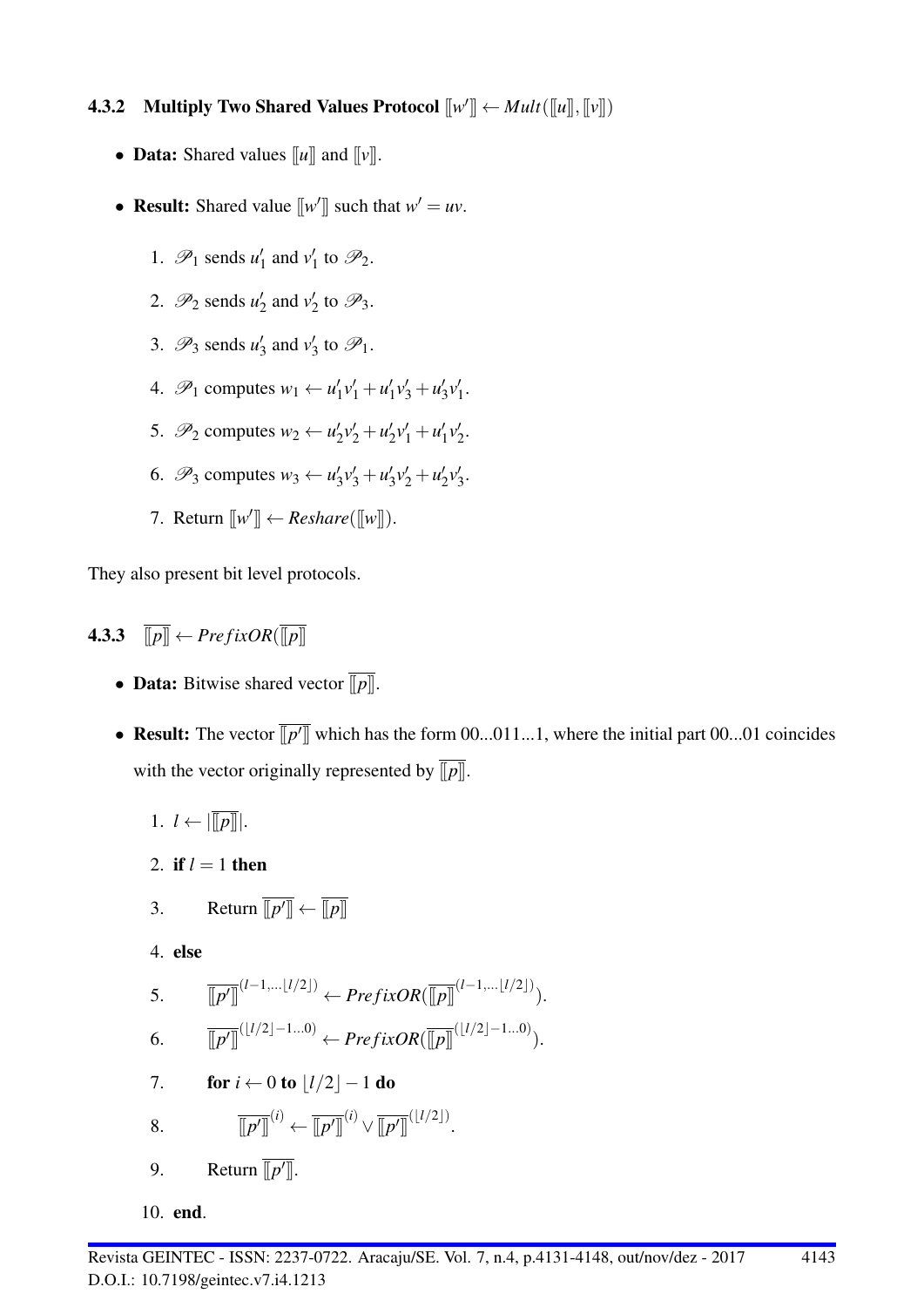#### 4.3.2 Multiply Two Shared Values Protocol $[\![w']\!] \leftarrow Mult([\![u]\!],[\![v]\!])$

- **Data:** Shared values $[\![u]\!]$ and $[\![v]\!]$.
- **Result:** Shared value $[\![w']\!]$ such that $w' = uv$.

  1. $\mathscr{P}_1$ sends $u'_1$ and $v'_1$ to $\mathscr{P}_2$.
  2. $\mathscr{P}_2$ sends $u'_2$ and $v'_2$ to $\mathscr{P}_3$.
  3. $\mathscr{P}_3$ sends $u'_3$ and $v'_3$ to $\mathscr{P}_1$.
  4. $\mathscr{P}_1$ computes $w_1 \leftarrow u'_1 v'_1 + u'_1 v'_3 + u'_3 v'_1$.
  5. $\mathscr{P}_2$ computes $w_2 \leftarrow u'_2 v'_2 + u'_2 v'_1 + u'_1 v'_2$.
  6. $\mathscr{P}_3$ computes $w_3 \leftarrow u'_3 v'_3 + u'_3 v'_2 + u'_2 v'_3$.
  7. Return $[\![w']\!] \leftarrow Reshare([\![w]\!])$.

They also present bit level protocols.

#### 4.3.3 $\overline{[\![p]\!]} \leftarrow PrefixOR(\overline{[\![p]\!]}$

- **Data:** Bitwise shared vector $\overline{[\![p]\!]}$.
- **Result:** The vector $\overline{[\![p']\!]}$ which has the form 00...011...1, where the initial part 00...01 coincides with the vector originally represented by $\overline{[\![p]\!]}$.

  1. $l \leftarrow |\overline{[\![p]\!]}|$.
  2. **if** $l = 1$ **then**
  3. Return $\overline{[\![p']\!]} \leftarrow \overline{[\![p]\!]}$
  4. **else**
  5. $\overline{[\![p']\!]}^{(l-1,\ldots\lfloor l/2 \rfloor)} \leftarrow PrefixOR(\overline{[\![p]\!]}^{(l-1,\ldots\lfloor l/2 \rfloor)})$.
  6. $\overline{[\![p']\!]}^{(\lfloor l/2 \rfloor -1\ldots 0)} \leftarrow PrefixOR(\overline{[\![p]\!]}^{(\lfloor l/2 \rfloor -1\ldots 0)})$.
  7. **for** $i \leftarrow 0$ **to** $\lfloor l/2 \rfloor - 1$ **do**
  8. $\overline{[\![p']\!]}^{(i)} \leftarrow \overline{[\![p']\!]}^{(i)} \vee \overline{[\![p']\!]}^{(\lfloor l/2 \rfloor)}$.
  9. Return $\overline{[\![p']\!]}$.
  10. **end**.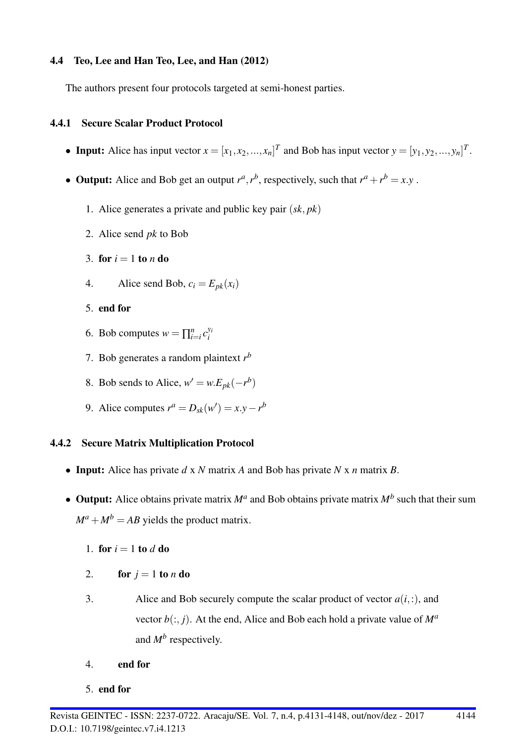### 4.4 Teo, Lee and Han Teo, Lee, and Han (2012)

The authors present four protocols targeted at semi-honest parties.

#### 4.4.1 Secure Scalar Product Protocol

- **Input:** Alice has input vector $x = [x_1, x_2, ..., x_n]^T$ and Bob has input vector $y = [y_1, y_2, ..., y_n]^T$.
- **Output:** Alice and Bob get an output $r^a, r^b$, respectively, such that $r^a + r^b = x.y$ .

1. Alice generates a private and public key pair $(sk, pk)$
2. Alice send $pk$ to Bob
3. **for** $i = 1$ **to** $n$ **do**
4. Alice send Bob, $c_i = E_{pk}(x_i)$
5. **end for**
6. Bob computes $w = \prod_{i=i}^{n} c_i^{y_i}$
7. Bob generates a random plaintext $r^b$
8. Bob sends to Alice, $w' = w.E_{pk}(-r^b)$
9. Alice computes $r^a = D_{sk}(w') = x.y - r^b$

#### 4.4.2 Secure Matrix Multiplication Protocol

- **Input:** Alice has private $d$ x $N$ matrix $A$ and Bob has private $N$ x $n$ matrix $B$.
- **Output:** Alice obtains private matrix $M^a$ and Bob obtains private matrix $M^b$ such that their sum $M^a + M^b = AB$ yields the product matrix.

1. **for** $i = 1$ **to** $d$ **do**
2. **for** $j = 1$ **to** $n$ **do**
3. Alice and Bob securely compute the scalar product of vector $a(i, :)$, and vector $b(:, j)$. At the end, Alice and Bob each hold a private value of $M^a$ and $M^b$ respectively.
4. **end for**
5. **end for**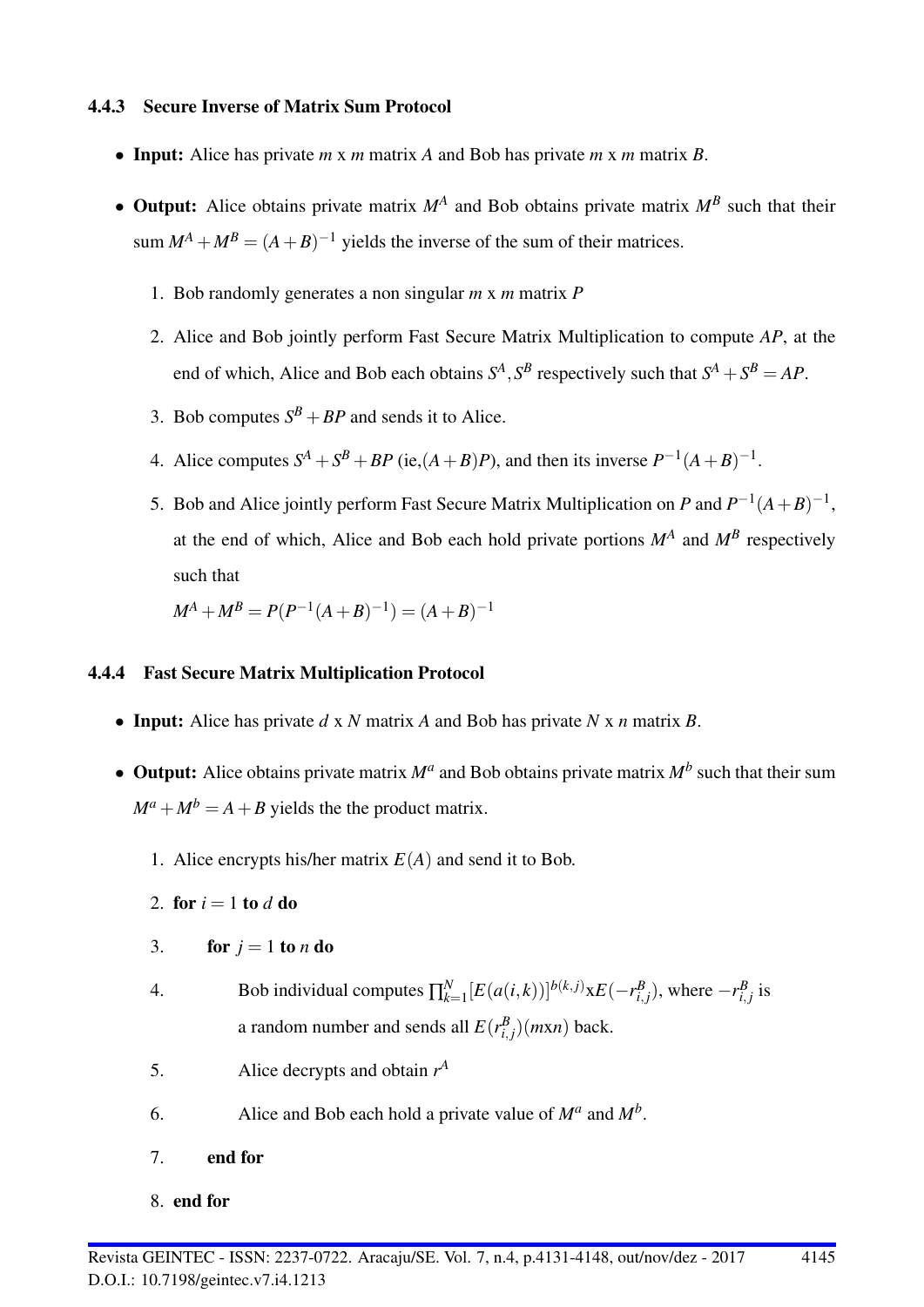#### 4.4.3 Secure Inverse of Matrix Sum Protocol

- **Input:** Alice has private $m$ x $m$ matrix $A$ and Bob has private $m$ x $m$ matrix $B$.
- **Output:** Alice obtains private matrix $M^A$ and Bob obtains private matrix $M^B$ such that their sum $M^A + M^B = (A+B)^{-1}$ yields the inverse of the sum of their matrices.

  1. Bob randomly generates a non singular $m$ x $m$ matrix $P$
  2. Alice and Bob jointly perform Fast Secure Matrix Multiplication to compute $AP$, at the end of which, Alice and Bob each obtains $S^A, S^B$ respectively such that $S^A + S^B = AP$.
  3. Bob computes $S^B + BP$ and sends it to Alice.
  4. Alice computes $S^A + S^B + BP$ (ie,$(A+B)P$), and then its inverse $P^{-1}(A+B)^{-1}$.
  5. Bob and Alice jointly perform Fast Secure Matrix Multiplication on $P$ and $P^{-1}(A+B)^{-1}$, at the end of which, Alice and Bob each hold private portions $M^A$ and $M^B$ respectively such that

     $M^A + M^B = P(P^{-1}(A+B)^{-1}) = (A+B)^{-1}$

#### 4.4.4 Fast Secure Matrix Multiplication Protocol

- **Input:** Alice has private $d$ x $N$ matrix $A$ and Bob has private $N$ x $n$ matrix $B$.
- **Output:** Alice obtains private matrix $M^a$ and Bob obtains private matrix $M^b$ such that their sum $M^a + M^b = A + B$ yields the the product matrix.

  1. Alice encrypts his/her matrix $E(A)$ and send it to Bob.
  2. **for** $i = 1$ **to** $d$ **do**
  3. **for** $j = 1$ **to** $n$ **do**
  4. Bob individual computes $\prod_{k=1}^{N}[E(a(i,k))]^{b(k,j)} \text{x} E(-r^B_{i,j})$, where $-r^B_{i,j}$ is a random number and sends all $E(r^B_{i,j})(m\text{x}n)$ back.
  5. Alice decrypts and obtain $r^A$
  6. Alice and Bob each hold a private value of $M^a$ and $M^b$.
  7. **end for**
  8. **end for**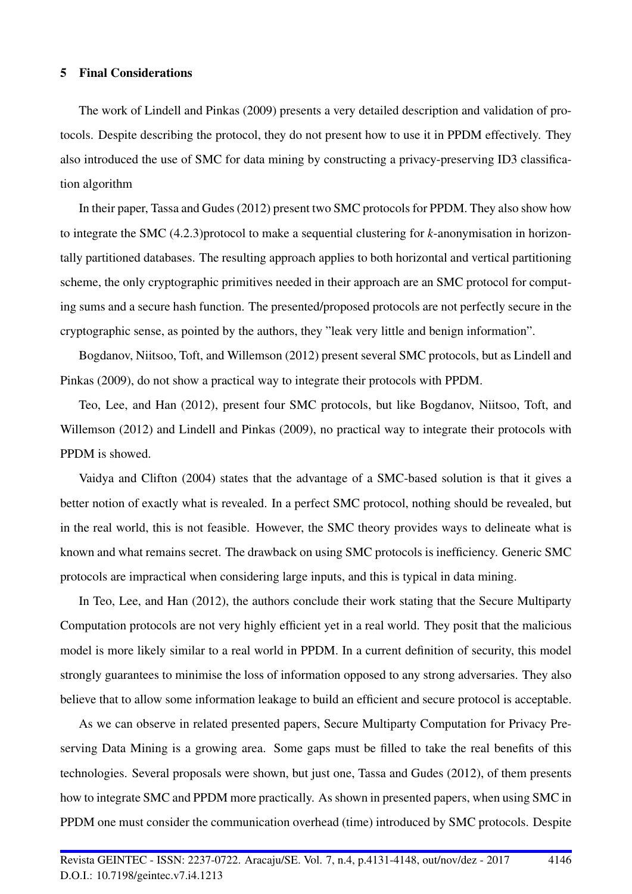## 5 Final Considerations

The work of Lindell and Pinkas (2009) presents a very detailed description and validation of protocols. Despite describing the protocol, they do not present how to use it in PPDM effectively. They also introduced the use of SMC for data mining by constructing a privacy-preserving ID3 classification algorithm

In their paper, Tassa and Gudes (2012) present two SMC protocols for PPDM. They also show how to integrate the SMC (4.2.3)protocol to make a sequential clustering for *k*-anonymisation in horizontally partitioned databases. The resulting approach applies to both horizontal and vertical partitioning scheme, the only cryptographic primitives needed in their approach are an SMC protocol for computing sums and a secure hash function. The presented/proposed protocols are not perfectly secure in the cryptographic sense, as pointed by the authors, they "leak very little and benign information".

Bogdanov, Niitsoo, Toft, and Willemson (2012) present several SMC protocols, but as Lindell and Pinkas (2009), do not show a practical way to integrate their protocols with PPDM.

Teo, Lee, and Han (2012), present four SMC protocols, but like Bogdanov, Niitsoo, Toft, and Willemson (2012) and Lindell and Pinkas (2009), no practical way to integrate their protocols with PPDM is showed.

Vaidya and Clifton (2004) states that the advantage of a SMC-based solution is that it gives a better notion of exactly what is revealed. In a perfect SMC protocol, nothing should be revealed, but in the real world, this is not feasible. However, the SMC theory provides ways to delineate what is known and what remains secret. The drawback on using SMC protocols is inefficiency. Generic SMC protocols are impractical when considering large inputs, and this is typical in data mining.

In Teo, Lee, and Han (2012), the authors conclude their work stating that the Secure Multiparty Computation protocols are not very highly efficient yet in a real world. They posit that the malicious model is more likely similar to a real world in PPDM. In a current definition of security, this model strongly guarantees to minimise the loss of information opposed to any strong adversaries. They also believe that to allow some information leakage to build an efficient and secure protocol is acceptable.

As we can observe in related presented papers, Secure Multiparty Computation for Privacy Preserving Data Mining is a growing area. Some gaps must be filled to take the real benefits of this technologies. Several proposals were shown, but just one, Tassa and Gudes (2012), of them presents how to integrate SMC and PPDM more practically. As shown in presented papers, when using SMC in PPDM one must consider the communication overhead (time) introduced by SMC protocols. Despite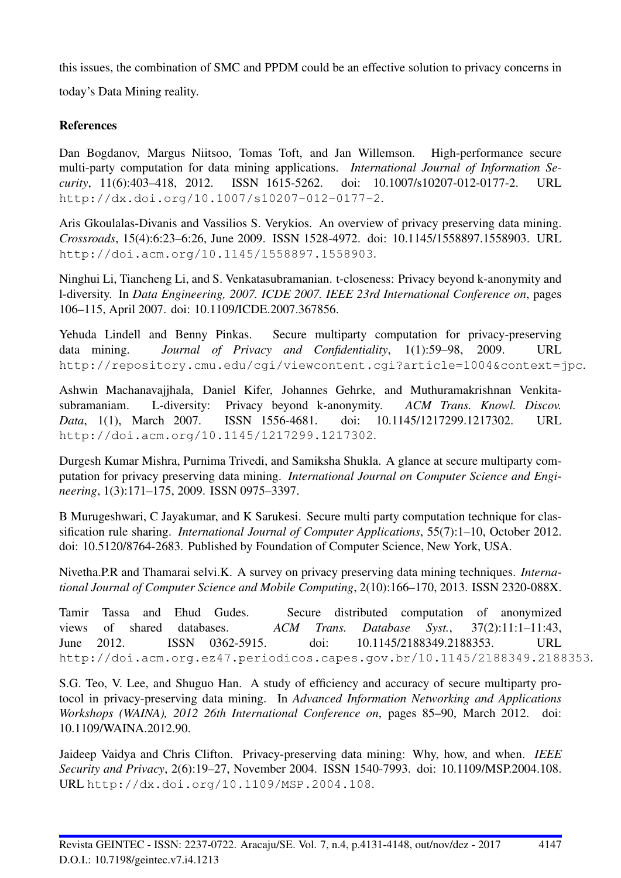this issues, the combination of SMC and PPDM could be an effective solution to privacy concerns in today's Data Mining reality.

## References

Dan Bogdanov, Margus Niitsoo, Tomas Toft, and Jan Willemson. High-performance secure multi-party computation for data mining applications. *International Journal of Information Security*, 11(6):403–418, 2012. ISSN 1615-5262. doi: 10.1007/s10207-012-0177-2. URL http://dx.doi.org/10.1007/s10207-012-0177-2.

Aris Gkoulalas-Divanis and Vassilios S. Verykios. An overview of privacy preserving data mining. *Crossroads*, 15(4):6:23–6:26, June 2009. ISSN 1528-4972. doi: 10.1145/1558897.1558903. URL http://doi.acm.org/10.1145/1558897.1558903.

Ninghui Li, Tiancheng Li, and S. Venkatasubramanian. t-closeness: Privacy beyond k-anonymity and l-diversity. In *Data Engineering, 2007. ICDE 2007. IEEE 23rd International Conference on*, pages 106–115, April 2007. doi: 10.1109/ICDE.2007.367856.

Yehuda Lindell and Benny Pinkas. Secure multiparty computation for privacy-preserving data mining. *Journal of Privacy and Confidentiality*, 1(1):59–98, 2009. URL http://repository.cmu.edu/cgi/viewcontent.cgi?article=1004&context=jpc.

Ashwin Machanavajjhala, Daniel Kifer, Johannes Gehrke, and Muthuramakrishnan Venkitasubramaniam. L-diversity: Privacy beyond k-anonymity. *ACM Trans. Knowl. Discov. Data*, 1(1), March 2007. ISSN 1556-4681. doi: 10.1145/1217299.1217302. URL http://doi.acm.org/10.1145/1217299.1217302.

Durgesh Kumar Mishra, Purnima Trivedi, and Samiksha Shukla. A glance at secure multiparty computation for privacy preserving data mining. *International Journal on Computer Science and Engineering*, 1(3):171–175, 2009. ISSN 0975–3397.

B Murugeshwari, C Jayakumar, and K Sarukesi. Secure multi party computation technique for classification rule sharing. *International Journal of Computer Applications*, 55(7):1–10, October 2012. doi: 10.5120/8764-2683. Published by Foundation of Computer Science, New York, USA.

Nivetha.P.R and Thamarai selvi.K. A survey on privacy preserving data mining techniques. *International Journal of Computer Science and Mobile Computing*, 2(10):166–170, 2013. ISSN 2320-088X.

Tamir Tassa and Ehud Gudes. Secure distributed computation of anonymized views of shared databases. *ACM Trans. Database Syst.*, 37(2):11:1–11:43, June 2012. ISSN 0362-5915. doi: 10.1145/2188349.2188353. URL http://doi.acm.org.ez47.periodicos.capes.gov.br/10.1145/2188349.2188353.

S.G. Teo, V. Lee, and Shuguo Han. A study of efficiency and accuracy of secure multiparty protocol in privacy-preserving data mining. In *Advanced Information Networking and Applications Workshops (WAINA), 2012 26th International Conference on*, pages 85–90, March 2012. doi: 10.1109/WAINA.2012.90.

Jaideep Vaidya and Chris Clifton. Privacy-preserving data mining: Why, how, and when. *IEEE Security and Privacy*, 2(6):19–27, November 2004. ISSN 1540-7993. doi: 10.1109/MSP.2004.108. URL http://dx.doi.org/10.1109/MSP.2004.108.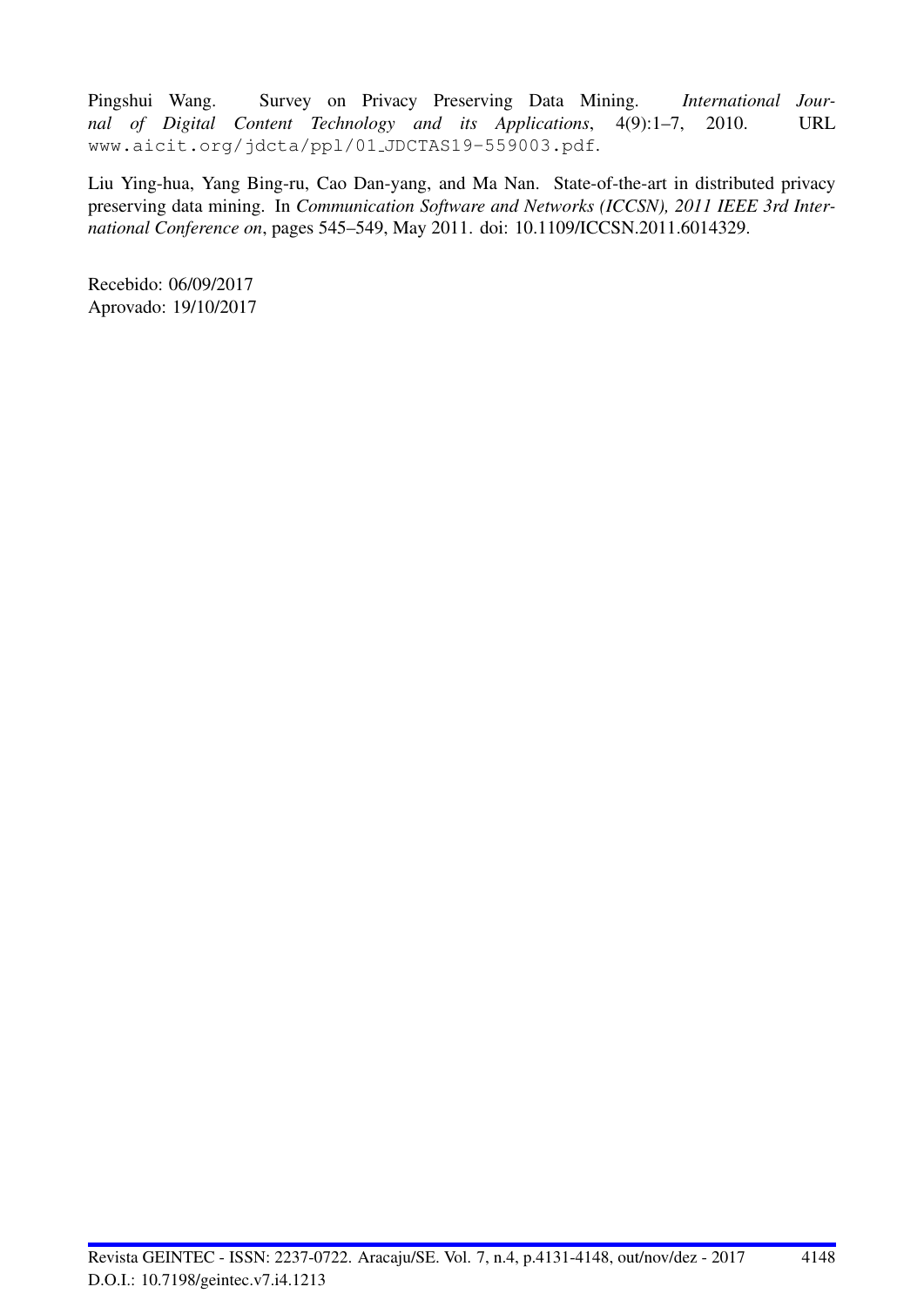Pingshui Wang. Survey on Privacy Preserving Data Mining. *International Journal of Digital Content Technology and its Applications*, 4(9):1–7, 2010. URL www.aicit.org/jdcta/ppl/01_JDCTAS19-559003.pdf.

Liu Ying-hua, Yang Bing-ru, Cao Dan-yang, and Ma Nan. State-of-the-art in distributed privacy preserving data mining. In *Communication Software and Networks (ICCSN), 2011 IEEE 3rd International Conference on*, pages 545–549, May 2011. doi: 10.1109/ICCSN.2011.6014329.

Recebido: 06/09/2017
Aprovado: 19/10/2017